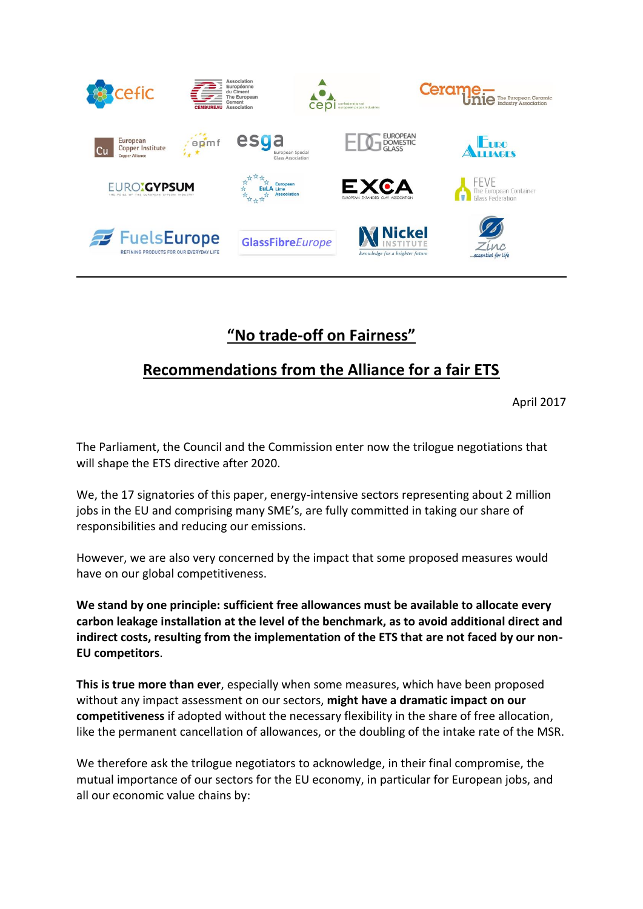## "No trade-off on Fairness"

## Recommendations from the Alliance for a fair ETS

April 2017

The Parliament, the Council and the Commission enter now the trilogue negotiations that will shape the ETS directive after 2020.

We, the 17 signatories of this paper, energy-intensive sectors representing about 2 million jobs in the EU and comprising many SME's, are fully committed in taking our share of responsibilities and reducing our emissions.

However, we are also very concerned by the impact that some proposed measures would have on our global competitiveness.

**We stand by one principle: sufficient free allowances must be available to allocate every carbon leakage installation at the level of the benchmark, as to avoid additional direct and indirect costs, resulting from the implementation of the ETS that are not faced by our non-EU competitors**.

**This is true more than ever**, especially when some measures, which have been proposed without any impact assessment on our sectors, **might have a dramatic impact on our competitiveness** if adopted without the necessary flexibility in the share of free allocation, like the permanent cancellation of allowances, or the doubling of the intake rate of the MSR.

We therefore ask the trilogue negotiators to acknowledge, in their final compromise, the mutual importance of our sectors for the EU economy, in particular for European jobs, and all our economic value chains by: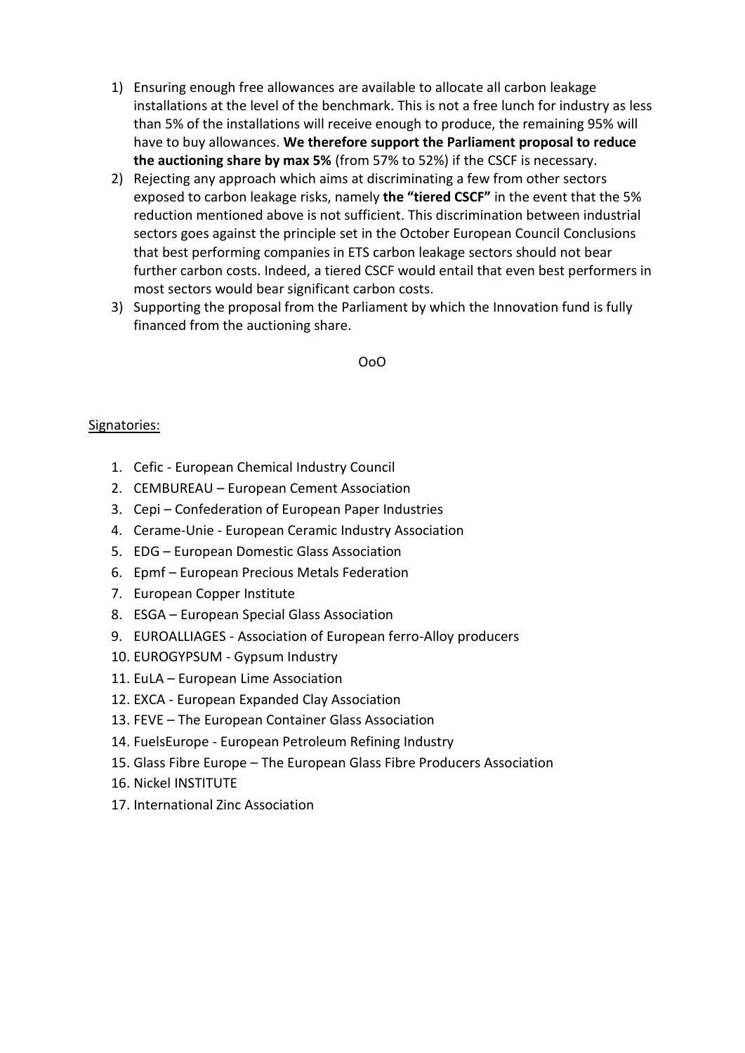1) Ensuring enough free allowances are available to allocate all carbon leakage installations at the level of the benchmark. This is not a free lunch for industry as less than 5% of the installations will receive enough to produce, the remaining 95% will have to buy allowances. **We therefore support the Parliament proposal to reduce the auctioning share by max 5%** (from 57% to 52%) if the CSCF is necessary.
2) Rejecting any approach which aims at discriminating a few from other sectors exposed to carbon leakage risks, namely **the "tiered CSCF"** in the event that the 5% reduction mentioned above is not sufficient. This discrimination between industrial sectors goes against the principle set in the October European Council Conclusions that best performing companies in ETS carbon leakage sectors should not bear further carbon costs. Indeed, a tiered CSCF would entail that even best performers in most sectors would bear significant carbon costs.
3) Supporting the proposal from the Parliament by which the Innovation fund is fully financed from the auctioning share.

OoO

Signatories:

1. Cefic - European Chemical Industry Council
2. CEMBUREAU – European Cement Association
3. Cepi – Confederation of European Paper Industries
4. Cerame-Unie - European Ceramic Industry Association
5. EDG – European Domestic Glass Association
6. Epmf – European Precious Metals Federation
7. European Copper Institute
8. ESGA – European Special Glass Association
9. EUROALLIAGES - Association of European ferro-Alloy producers
10. EUROGYPSUM - Gypsum Industry
11. EuLA – European Lime Association
12. EXCA - European Expanded Clay Association
13. FEVE – The European Container Glass Association
14. FuelsEurope - European Petroleum Refining Industry
15. Glass Fibre Europe – The European Glass Fibre Producers Association
16. Nickel INSTITUTE
17. International Zinc Association